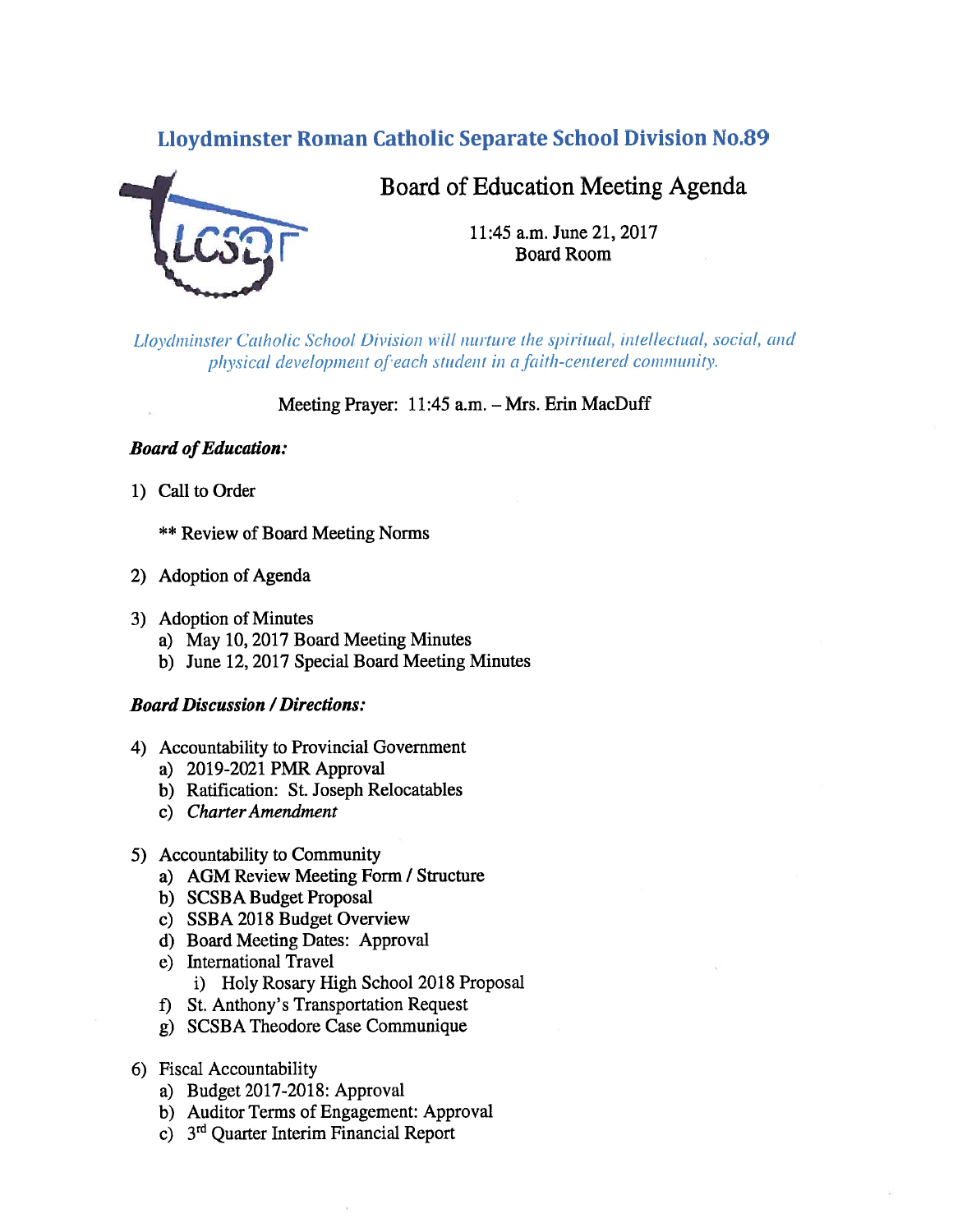# Lloydminster Roman Catholic Separate School Division No.89

## Board of Education Meeting Agenda

11:45 a.m. June 21, 2017
Board Room

*Lloydminster Catholic School Division will nurture the spiritual, intellectual, social, and physical development of each student in a faith-centered community.*

Meeting Prayer: 11:45 a.m. – Mrs. Erin MacDuff

***Board of Education:***

1) Call to Order

   ** Review of Board Meeting Norms

2) Adoption of Agenda

3) Adoption of Minutes
   a) May 10, 2017 Board Meeting Minutes
   b) June 12, 2017 Special Board Meeting Minutes

***Board Discussion / Directions:***

4) Accountability to Provincial Government
   a) 2019-2021 PMR Approval
   b) Ratification: St. Joseph Relocatables
   c) *Charter Amendment*

5) Accountability to Community
   a) AGM Review Meeting Form / Structure
   b) SCSBA Budget Proposal
   c) SSBA 2018 Budget Overview
   d) Board Meeting Dates: Approval
   e) International Travel
      i) Holy Rosary High School 2018 Proposal
   f) St. Anthony's Transportation Request
   g) SCSBA Theodore Case Communique

6) Fiscal Accountability
   a) Budget 2017-2018: Approval
   b) Auditor Terms of Engagement: Approval
   c) 3rd Quarter Interim Financial Report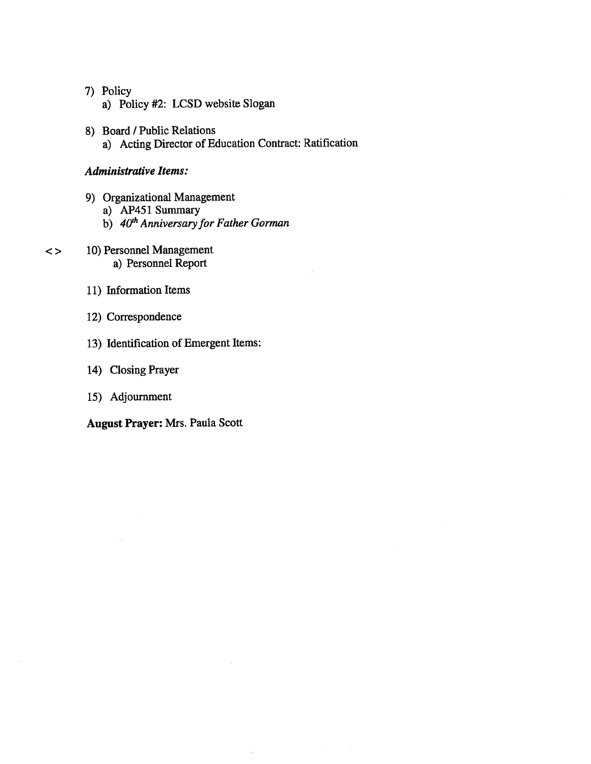7) Policy
   a) Policy #2: LCSD website Slogan

8) Board / Public Relations
   a) Acting Director of Education Contract: Ratification

***Administrative Items:***

9) Organizational Management
   a) AP451 Summary
   b) *40th Anniversary for Father Gorman*

<> 10) Personnel Management
   a) Personnel Report

11) Information Items

12) Correspondence

13) Identification of Emergent Items:

14) Closing Prayer

15) Adjournment

**August Prayer:** Mrs. Paula Scott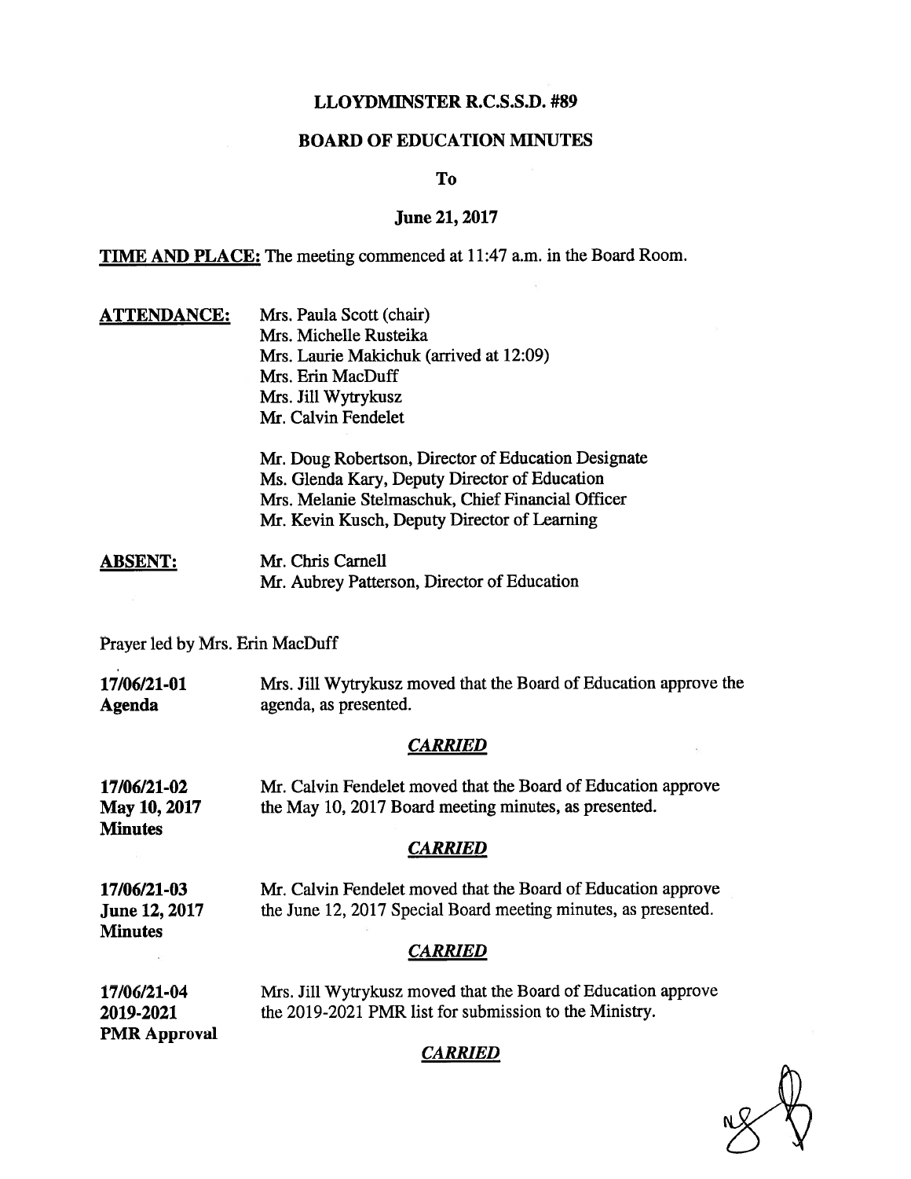# LLOYDMINSTER R.C.S.S.D. #89

## BOARD OF EDUCATION MINUTES

**To**

**June 21, 2017**

**TIME AND PLACE:** The meeting commenced at 11:47 a.m. in the Board Room.

**ATTENDANCE:**

Mrs. Paula Scott (chair)
Mrs. Michelle Rusteika
Mrs. Laurie Makichuk (arrived at 12:09)
Mrs. Erin MacDuff
Mrs. Jill Wytrykusz
Mr. Calvin Fendelet

Mr. Doug Robertson, Director of Education Designate
Ms. Glenda Kary, Deputy Director of Education
Mrs. Melanie Stelmaschuk, Chief Financial Officer
Mr. Kevin Kusch, Deputy Director of Learning

**ABSENT:**

Mr. Chris Carnell
Mr. Aubrey Patterson, Director of Education

Prayer led by Mrs. Erin MacDuff

**17/06/21-01**
**Agenda**

Mrs. Jill Wytrykusz moved that the Board of Education approve the agenda, as presented.

***CARRIED***

**17/06/21-02**
**May 10, 2017 Minutes**

Mr. Calvin Fendelet moved that the Board of Education approve the May 10, 2017 Board meeting minutes, as presented.

***CARRIED***

**17/06/21-03**
**June 12, 2017 Minutes**

Mr. Calvin Fendelet moved that the Board of Education approve the June 12, 2017 Special Board meeting minutes, as presented.

***CARRIED***

**17/06/21-04**
**2019-2021 PMR Approval**

Mrs. Jill Wytrykusz moved that the Board of Education approve the 2019-2021 PMR list for submission to the Ministry.

***CARRIED***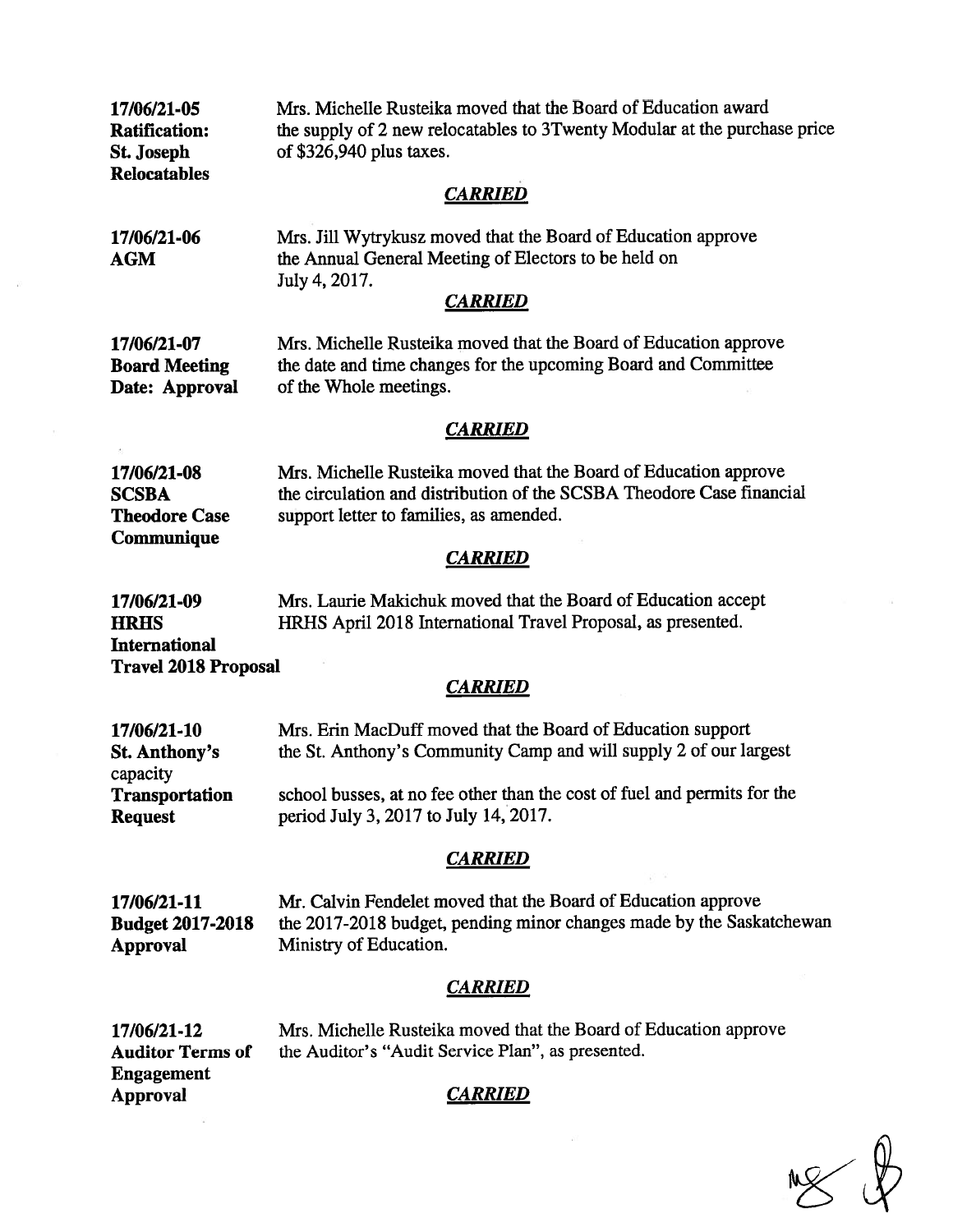**17/06/21-05**
**Ratification:**
**St. Joseph**
**Relocatables**

Mrs. Michelle Rusteika moved that the Board of Education award the supply of 2 new relocatables to 3Twenty Modular at the purchase price of $326,940 plus taxes.

***CARRIED***

**17/06/21-06**
**AGM**

Mrs. Jill Wytrykusz moved that the Board of Education approve the Annual General Meeting of Electors to be held on July 4, 2017.

***CARRIED***

**17/06/21-07**
**Board Meeting**
**Date: Approval**

Mrs. Michelle Rusteika moved that the Board of Education approve the date and time changes for the upcoming Board and Committee of the Whole meetings.

***CARRIED***

**17/06/21-08**
**SCSBA**
**Theodore Case**
**Communique**

Mrs. Michelle Rusteika moved that the Board of Education approve the circulation and distribution of the SCSBA Theodore Case financial support letter to families, as amended.

***CARRIED***

**17/06/21-09**
**HRHS**
**International**
**Travel 2018 Proposal**

Mrs. Laurie Makichuk moved that the Board of Education accept HRHS April 2018 International Travel Proposal, as presented.

***CARRIED***

**17/06/21-10**
**St. Anthony's**
capacity
**Transportation**
**Request**

Mrs. Erin MacDuff moved that the Board of Education support the St. Anthony's Community Camp and will supply 2 of our largest school busses, at no fee other than the cost of fuel and permits for the period July 3, 2017 to July 14, 2017.

***CARRIED***

**17/06/21-11**
**Budget 2017-2018**
**Approval**

Mr. Calvin Fendelet moved that the Board of Education approve the 2017-2018 budget, pending minor changes made by the Saskatchewan Ministry of Education.

***CARRIED***

**17/06/21-12**
**Auditor Terms of**
**Engagement**
**Approval**

Mrs. Michelle Rusteika moved that the Board of Education approve the Auditor's "Audit Service Plan", as presented.

***CARRIED***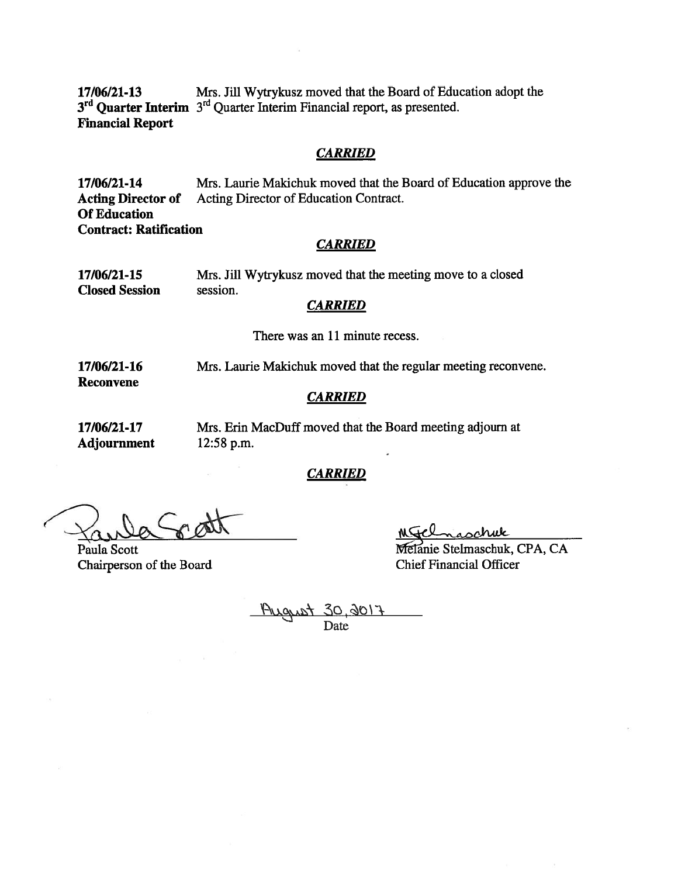**17/06/21-13**
**3rd Quarter Interim Financial Report**

Mrs. Jill Wytrykusz moved that the Board of Education adopt the 3rd Quarter Interim Financial report, as presented.

***CARRIED***

**17/06/21-14**
**Acting Director of Of Education Contract: Ratification**

Mrs. Laurie Makichuk moved that the Board of Education approve the Acting Director of Education Contract.

***CARRIED***

**17/06/21-15**
**Closed Session**

Mrs. Jill Wytrykusz moved that the meeting move to a closed session.

***CARRIED***

There was an 11 minute recess.

**17/06/21-16**
**Reconvene**

Mrs. Laurie Makichuk moved that the regular meeting reconvene.

***CARRIED***

**17/06/21-17**
**Adjournment**

Mrs. Erin MacDuff moved that the Board meeting adjourn at 12:58 p.m.

***CARRIED***

Paula Scott
Chairperson of the Board

Melanie Stelmaschuk, CPA, CA
Chief Financial Officer

August 30, 2017
Date